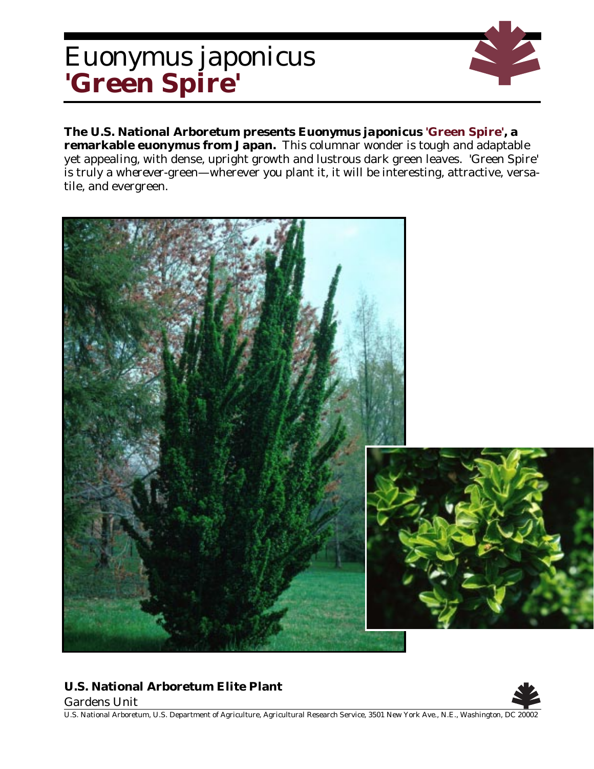# Euonymus japonicus **'Green Spire'**

**The U.S. National Arboretum presents *Euonymus japonicus* 'Green Spire', a remarkable euonymus from Japan.** This columnar wonder is tough and adaptable yet appealing, with dense, upright growth and lustrous dark green leaves. 'Green Spire' is truly a *wherever*-green—wherever you plant it, it will be interesting, attractive, versatile, and evergreen.

**U.S. National Arboretum Elite Plant**

*Gardens Unit*

U.S. National Arboretum, U.S. Department of Agriculture, Agricultural Research Service, 3501 New York Ave., N.E., Washington, DC 20002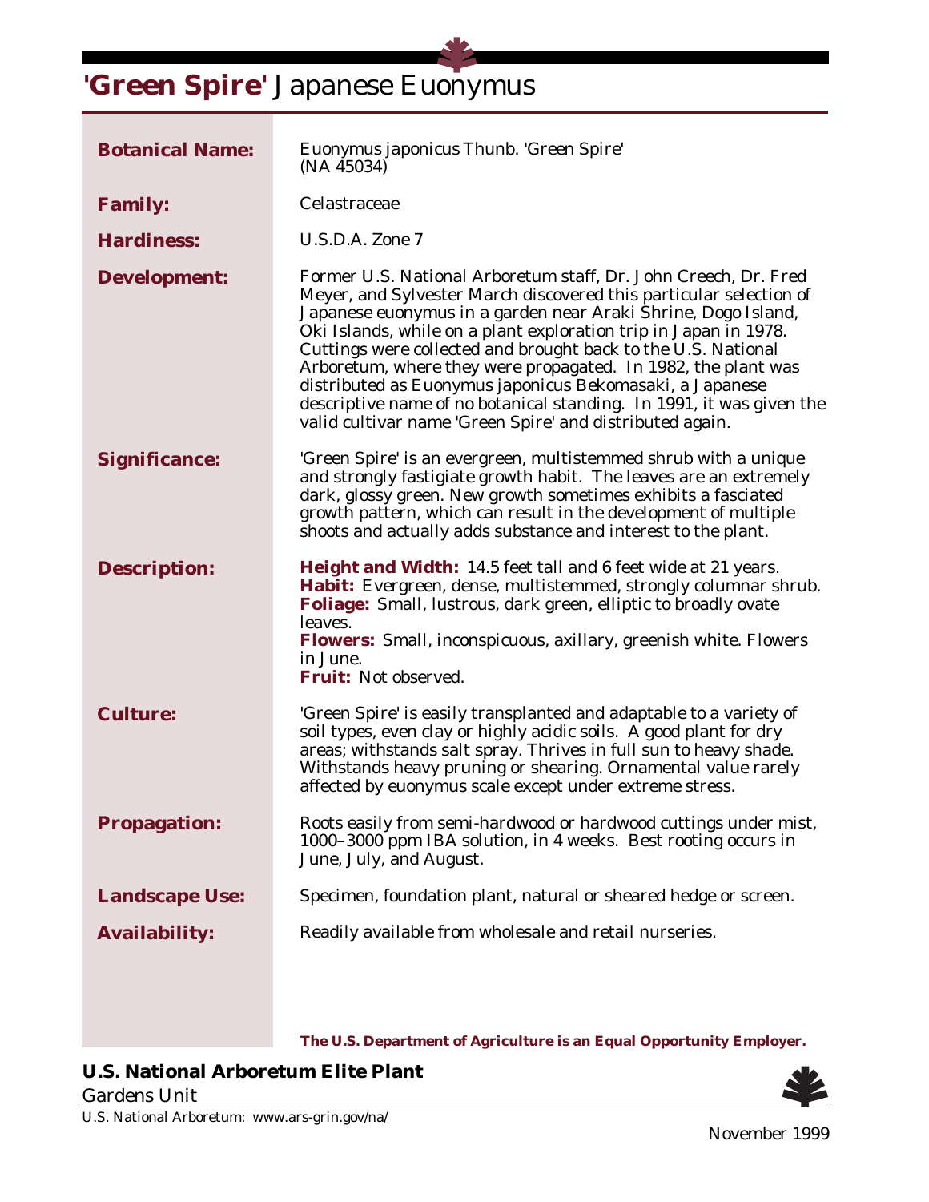# 'Green Spire' Japanese Euonymus

**Botanical Name:** Euonymus japonicus Thunb. 'Green Spire' (NA 45034)

**Family:** Celastraceae

**Hardiness:** U.S.D.A. Zone 7

**Development:** Former U.S. National Arboretum staff, Dr. John Creech, Dr. Fred Meyer, and Sylvester March discovered this particular selection of Japanese euonymus in a garden near Araki Shrine, Dogo Island, Oki Islands, while on a plant exploration trip in Japan in 1978. Cuttings were collected and brought back to the U.S. National Arboretum, where they were propagated. In 1982, the plant was distributed as Euonymus japonicus Bekomasaki, a Japanese descriptive name of no botanical standing. In 1991, it was given the valid cultivar name 'Green Spire' and distributed again.

**Significance:** 'Green Spire' is an evergreen, multistemmed shrub with a unique and strongly fastigiate growth habit. The leaves are an extremely dark, glossy green. New growth sometimes exhibits a fasciated growth pattern, which can result in the development of multiple shoots and actually adds substance and interest to the plant.

**Description:**
**Height and Width:** 14.5 feet tall and 6 feet wide at 21 years.
**Habit:** Evergreen, dense, multistemmed, strongly columnar shrub.
**Foliage:** Small, lustrous, dark green, elliptic to broadly ovate leaves.
**Flowers:** Small, inconspicuous, axillary, greenish white. Flowers in June.
**Fruit:** Not observed.

**Culture:** 'Green Spire' is easily transplanted and adaptable to a variety of soil types, even clay or highly acidic soils. A good plant for dry areas; withstands salt spray. Thrives in full sun to heavy shade. Withstands heavy pruning or shearing. Ornamental value rarely affected by euonymus scale except under extreme stress.

**Propagation:** Roots easily from semi-hardwood or hardwood cuttings under mist, 1000–3000 ppm IBA solution, in 4 weeks. Best rooting occurs in June, July, and August.

**Landscape Use:** Specimen, foundation plant, natural or sheared hedge or screen.

**Availability:** Readily available from wholesale and retail nurseries.

**The U.S. Department of Agriculture is an Equal Opportunity Employer.**

**U.S. National Arboretum Elite Plant**
Gardens Unit
U.S. National Arboretum: www.ars-grin.gov/na/

November 1999